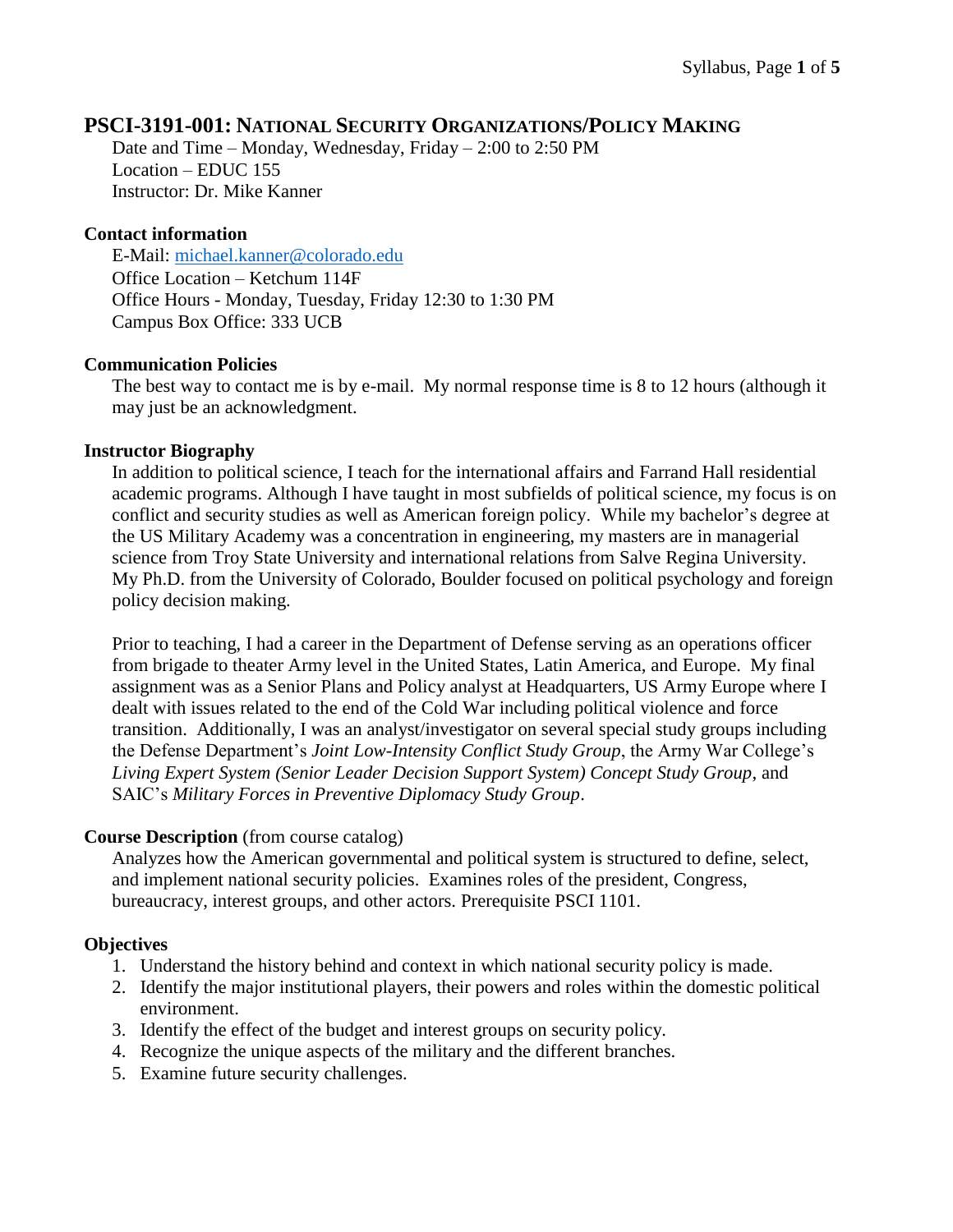# PSCI-3191-001: NATIONAL SECURITY ORGANIZATIONS/POLICY MAKING

Date and Time – Monday, Wednesday, Friday – 2:00 to 2:50 PM
Location – EDUC 155
Instructor: Dr. Mike Kanner

### Contact information

E-Mail: michael.kanner@colorado.edu
Office Location – Ketchum 114F
Office Hours - Monday, Tuesday, Friday 12:30 to 1:30 PM
Campus Box Office: 333 UCB

### Communication Policies

The best way to contact me is by e-mail. My normal response time is 8 to 12 hours (although it may just be an acknowledgment.

### Instructor Biography

In addition to political science, I teach for the international affairs and Farrand Hall residential academic programs. Although I have taught in most subfields of political science, my focus is on conflict and security studies as well as American foreign policy. While my bachelor's degree at the US Military Academy was a concentration in engineering, my masters are in managerial science from Troy State University and international relations from Salve Regina University. My Ph.D. from the University of Colorado, Boulder focused on political psychology and foreign policy decision making.

Prior to teaching, I had a career in the Department of Defense serving as an operations officer from brigade to theater Army level in the United States, Latin America, and Europe. My final assignment was as a Senior Plans and Policy analyst at Headquarters, US Army Europe where I dealt with issues related to the end of the Cold War including political violence and force transition. Additionally, I was an analyst/investigator on several special study groups including the Defense Department's *Joint Low-Intensity Conflict Study Group*, the Army War College's *Living Expert System (Senior Leader Decision Support System) Concept Study Group*, and SAIC's *Military Forces in Preventive Diplomacy Study Group*.

### Course Description (from course catalog)

Analyzes how the American governmental and political system is structured to define, select, and implement national security policies. Examines roles of the president, Congress, bureaucracy, interest groups, and other actors. Prerequisite PSCI 1101.

### Objectives

1. Understand the history behind and context in which national security policy is made.
2. Identify the major institutional players, their powers and roles within the domestic political environment.
3. Identify the effect of the budget and interest groups on security policy.
4. Recognize the unique aspects of the military and the different branches.
5. Examine future security challenges.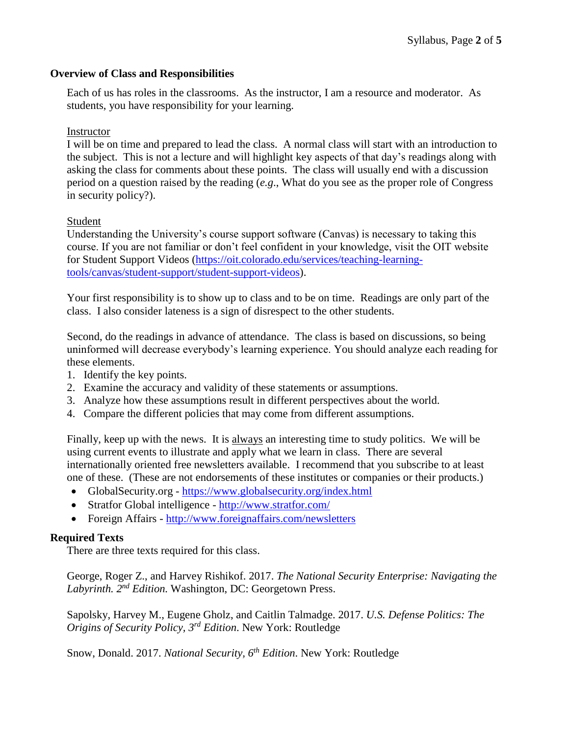## Overview of Class and Responsibilities

Each of us has roles in the classrooms. As the instructor, I am a resource and moderator. As students, you have responsibility for your learning.

Instructor

I will be on time and prepared to lead the class. A normal class will start with an introduction to the subject. This is not a lecture and will highlight key aspects of that day's readings along with asking the class for comments about these points. The class will usually end with a discussion period on a question raised by the reading (*e.g*., What do you see as the proper role of Congress in security policy?).

Student

Understanding the University's course support software (Canvas) is necessary to taking this course. If you are not familiar or don't feel confident in your knowledge, visit the OIT website for Student Support Videos (https://oit.colorado.edu/services/teaching-learning-tools/canvas/student-support/student-support-videos).

Your first responsibility is to show up to class and to be on time. Readings are only part of the class. I also consider lateness is a sign of disrespect to the other students.

Second, do the readings in advance of attendance. The class is based on discussions, so being uninformed will decrease everybody's learning experience. You should analyze each reading for these elements.

1. Identify the key points.
2. Examine the accuracy and validity of these statements or assumptions.
3. Analyze how these assumptions result in different perspectives about the world.
4. Compare the different policies that may come from different assumptions.

Finally, keep up with the news. It is always an interesting time to study politics. We will be using current events to illustrate and apply what we learn in class. There are several internationally oriented free newsletters available. I recommend that you subscribe to at least one of these. (These are not endorsements of these institutes or companies or their products.)

- GlobalSecurity.org - https://www.globalsecurity.org/index.html
- Stratfor Global intelligence - http://www.stratfor.com/
- Foreign Affairs - http://www.foreignaffairs.com/newsletters

## Required Texts

There are three texts required for this class.

George, Roger Z., and Harvey Rishikof. 2017. *The National Security Enterprise: Navigating the Labyrinth. 2nd Edition.* Washington, DC: Georgetown Press.

Sapolsky, Harvey M., Eugene Gholz, and Caitlin Talmadge. 2017. *U.S. Defense Politics: The Origins of Security Policy, 3rd Edition*. New York: Routledge

Snow, Donald. 2017. *National Security, 6th Edition.* New York: Routledge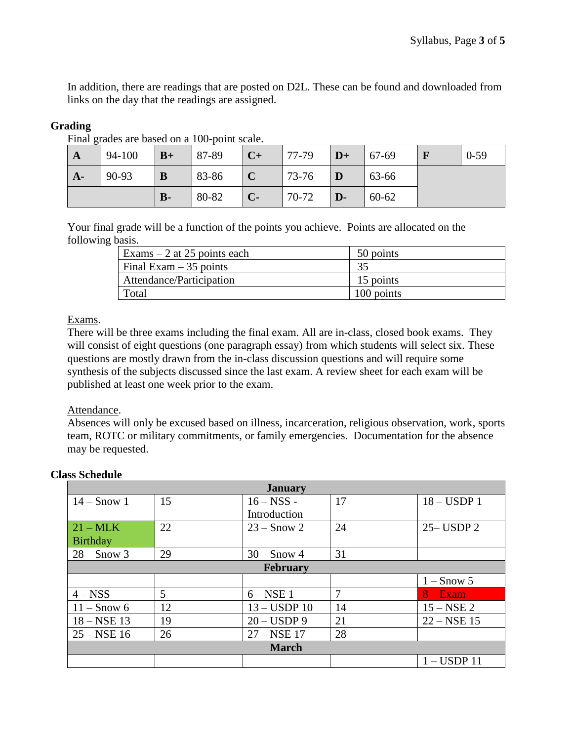In addition, there are readings that are posted on D2L. These can be found and downloaded from links on the day that the readings are assigned.

## Grading

Final grades are based on a 100-point scale.

| A | 94-100 | B+ | 87-89 | C+ | 77-79 | D+ | 67-69 | F | 0-59 |
|---|---|---|---|---|---|---|---|---|---|
| A- | 90-93 | B | 83-86 | C | 73-76 | D | 63-66 | | |
| | | B- | 80-82 | C- | 70-72 | D- | 60-62 | | |

Your final grade will be a function of the points you achieve. Points are allocated on the following basis.

| Exams – 2 at 25 points each | 50 points |
|---|---|
| Final Exam – 35 points | 35 |
| Attendance/Participation | 15 points |
| Total | 100 points |

Exams.

There will be three exams including the final exam. All are in-class, closed book exams. They will consist of eight questions (one paragraph essay) from which students will select six. These questions are mostly drawn from the in-class discussion questions and will require some synthesis of the subjects discussed since the last exam. A review sheet for each exam will be published at least one week prior to the exam.

Attendance.

Absences will only be excused based on illness, incarceration, religious observation, work, sports team, ROTC or military commitments, or family emergencies. Documentation for the absence may be requested.

## Class Schedule

| January | | | | |
|---|---|---|---|---|
| 14 – Snow 1 | 15 | 16 – NSS - Introduction | 17 | 18 – USDP 1 |
| 21 – MLK Birthday | 22 | 23 – Snow 2 | 24 | 25– USDP 2 |
| 28 – Snow 3 | 29 | 30 – Snow 4 | 31 | |
| **February** | | | | |
| | | | | 1 – Snow 5 |
| 4 – NSS | 5 | 6 – NSE 1 | 7 | 8 – Exam |
| 11 – Snow 6 | 12 | 13 – USDP 10 | 14 | 15 – NSE 2 |
| 18 – NSE 13 | 19 | 20 – USDP 9 | 21 | 22 – NSE 15 |
| 25 – NSE 16 | 26 | 27 – NSE 17 | 28 | |
| **March** | | | | |
| | | | | 1 – USDP 11 |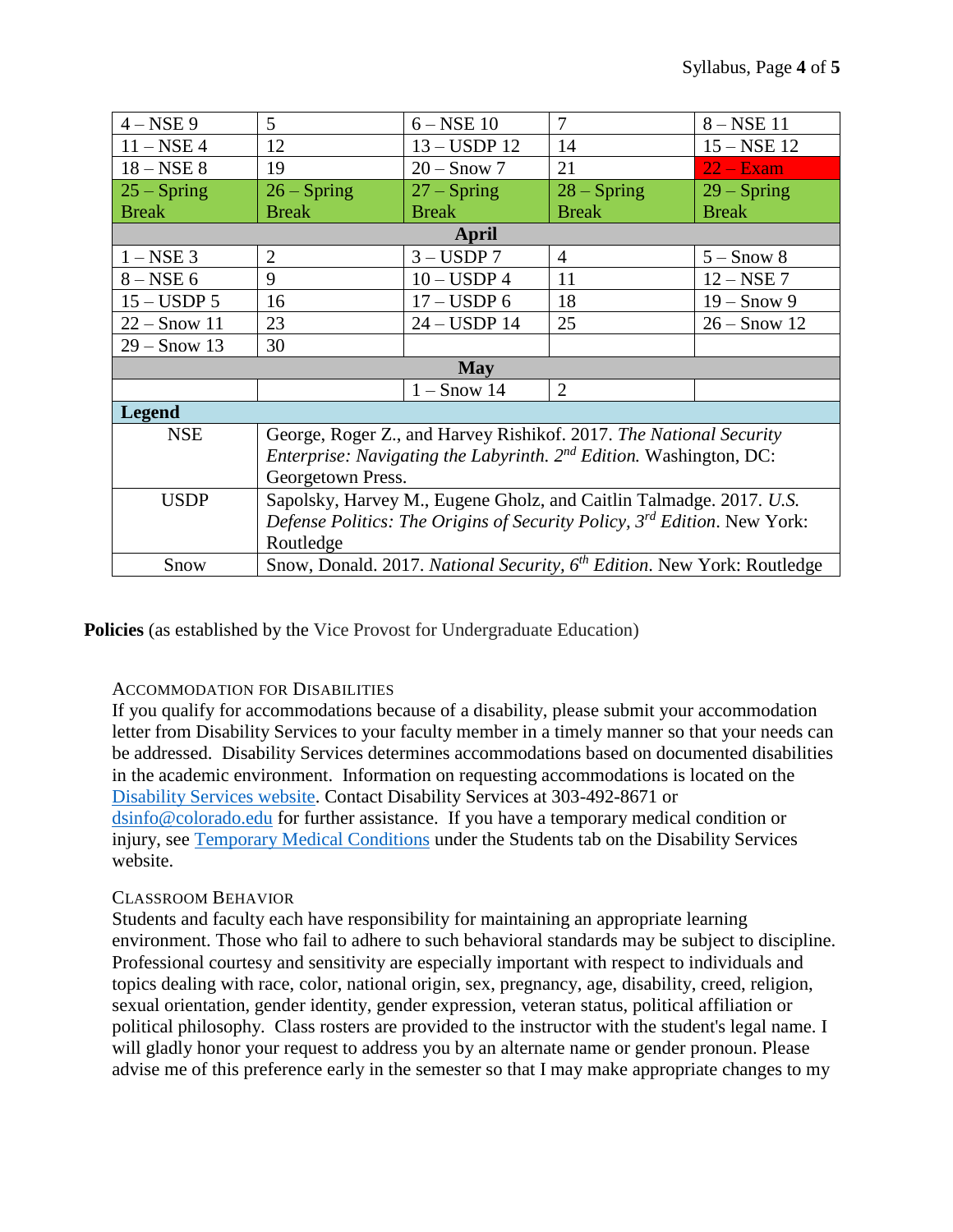| | | | | |
|---|---|---|---|---|
| 4 – NSE 9 | 5 | 6 – NSE 10 | 7 | 8 – NSE 11 |
| 11 – NSE 4 | 12 | 13 – USDP 12 | 14 | 15 – NSE 12 |
| 18 – NSE 8 | 19 | 20 – Snow 7 | 21 | 22 – Exam |
| 25 – Spring Break | 26 – Spring Break | 27 – Spring Break | 28 – Spring Break | 29 – Spring Break |
| **April** | | | | |
| 1 – NSE 3 | 2 | 3 – USDP 7 | 4 | 5 – Snow 8 |
| 8 – NSE 6 | 9 | 10 – USDP 4 | 11 | 12 – NSE 7 |
| 15 – USDP 5 | 16 | 17 – USDP 6 | 18 | 19 – Snow 9 |
| 22 – Snow 11 | 23 | 24 – USDP 14 | 25 | 26 – Snow 12 |
| 29 – Snow 13 | 30 | | | |
| **May** | | | | |
| | | 1 – Snow 14 | 2 | |

| **Legend** | |
|---|---|
| NSE | George, Roger Z., and Harvey Rishikof. 2017. *The National Security Enterprise: Navigating the Labyrinth. 2nd Edition.* Washington, DC: Georgetown Press. |
| USDP | Sapolsky, Harvey M., Eugene Gholz, and Caitlin Talmadge. 2017. *U.S. Defense Politics: The Origins of Security Policy, 3rd Edition*. New York: Routledge |
| Snow | Snow, Donald. 2017. *National Security, 6th Edition*. New York: Routledge |

**Policies** (as established by the Vice Provost for Undergraduate Education)

### Accommodation for Disabilities

If you qualify for accommodations because of a disability, please submit your accommodation letter from Disability Services to your faculty member in a timely manner so that your needs can be addressed. Disability Services determines accommodations based on documented disabilities in the academic environment. Information on requesting accommodations is located on the Disability Services website. Contact Disability Services at 303-492-8671 or dsinfo@colorado.edu for further assistance. If you have a temporary medical condition or injury, see Temporary Medical Conditions under the Students tab on the Disability Services website.

### Classroom Behavior

Students and faculty each have responsibility for maintaining an appropriate learning environment. Those who fail to adhere to such behavioral standards may be subject to discipline. Professional courtesy and sensitivity are especially important with respect to individuals and topics dealing with race, color, national origin, sex, pregnancy, age, disability, creed, religion, sexual orientation, gender identity, gender expression, veteran status, political affiliation or political philosophy. Class rosters are provided to the instructor with the student's legal name. I will gladly honor your request to address you by an alternate name or gender pronoun. Please advise me of this preference early in the semester so that I may make appropriate changes to my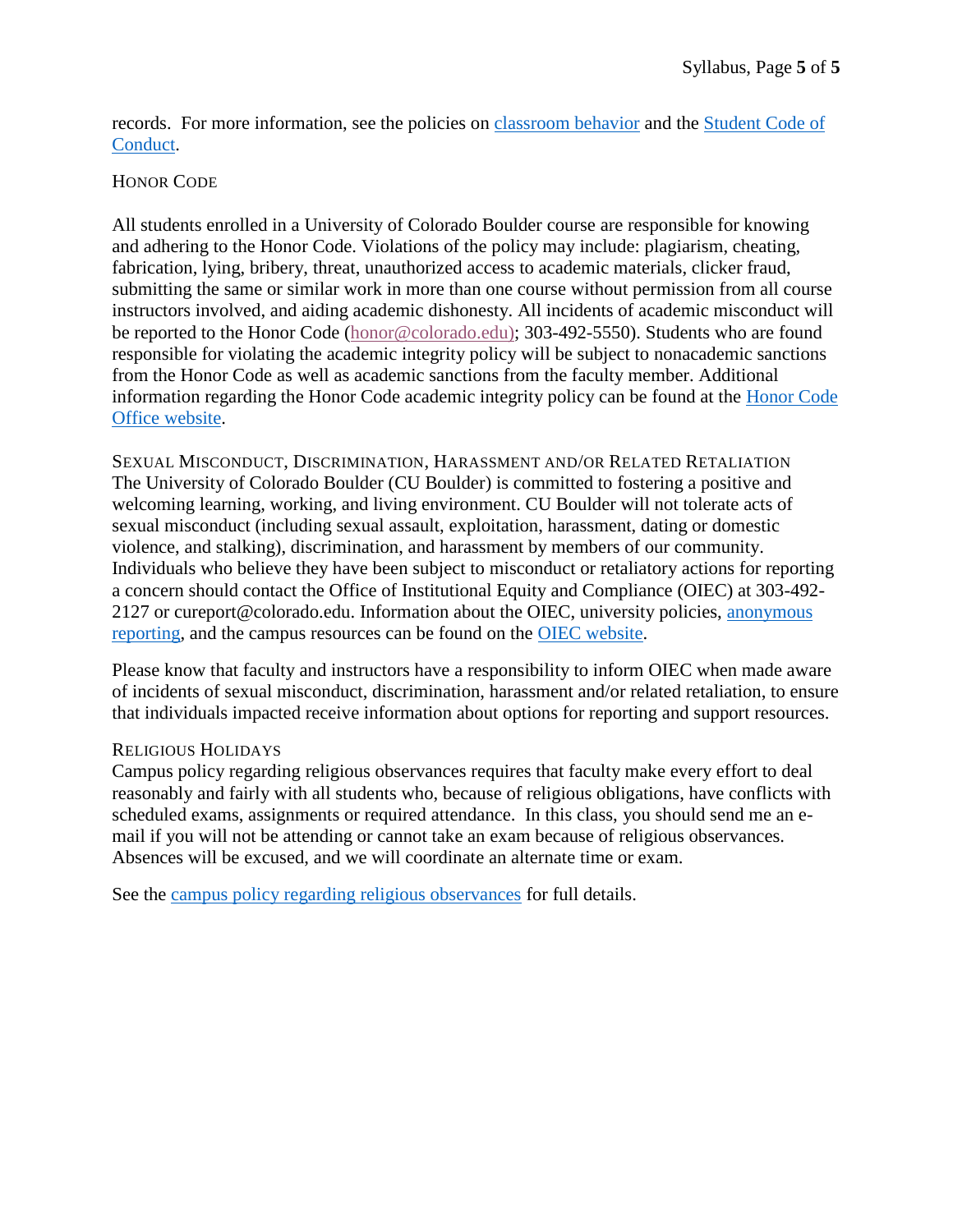records.  For more information, see the policies on [classroom behavior] and the [Student Code of Conduct].

## Honor Code

All students enrolled in a University of Colorado Boulder course are responsible for knowing and adhering to the Honor Code. Violations of the policy may include: plagiarism, cheating, fabrication, lying, bribery, threat, unauthorized access to academic materials, clicker fraud, submitting the same or similar work in more than one course without permission from all course instructors involved, and aiding academic dishonesty. All incidents of academic misconduct will be reported to the Honor Code (honor@colorado.edu); 303-492-5550). Students who are found responsible for violating the academic integrity policy will be subject to nonacademic sanctions from the Honor Code as well as academic sanctions from the faculty member. Additional information regarding the Honor Code academic integrity policy can be found at the Honor Code Office website.

## Sexual Misconduct, Discrimination, Harassment and/or Related Retaliation

The University of Colorado Boulder (CU Boulder) is committed to fostering a positive and welcoming learning, working, and living environment. CU Boulder will not tolerate acts of sexual misconduct (including sexual assault, exploitation, harassment, dating or domestic violence, and stalking), discrimination, and harassment by members of our community. Individuals who believe they have been subject to misconduct or retaliatory actions for reporting a concern should contact the Office of Institutional Equity and Compliance (OIEC) at 303-492-2127 or cureport@colorado.edu. Information about the OIEC, university policies, anonymous reporting, and the campus resources can be found on the OIEC website.

Please know that faculty and instructors have a responsibility to inform OIEC when made aware of incidents of sexual misconduct, discrimination, harassment and/or related retaliation, to ensure that individuals impacted receive information about options for reporting and support resources.

## Religious Holidays

Campus policy regarding religious observances requires that faculty make every effort to deal reasonably and fairly with all students who, because of religious obligations, have conflicts with scheduled exams, assignments or required attendance.  In this class, you should send me an e-mail if you will not be attending or cannot take an exam because of religious observances. Absences will be excused, and we will coordinate an alternate time or exam.

See the campus policy regarding religious observances for full details.